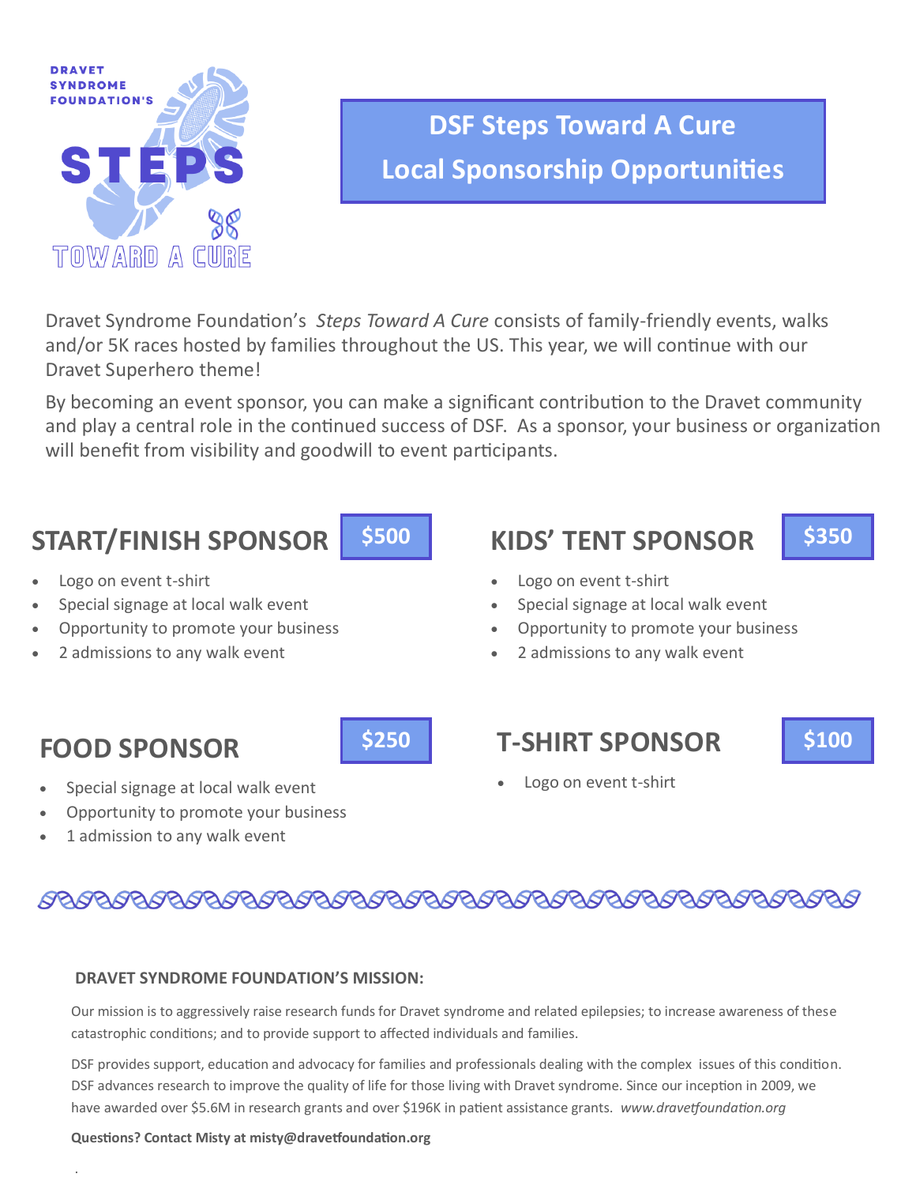DRAVET SYNDROME FOUNDATION'S STEPS TOWARD A CURE

# DSF Steps Toward A Cure
# Local Sponsorship Opportunities

Dravet Syndrome Foundation's *Steps Toward A Cure* consists of family-friendly events, walks and/or 5K races hosted by families throughout the US. This year, we will continue with our Dravet Superhero theme!

By becoming an event sponsor, you can make a significant contribution to the Dravet community and play a central role in the continued success of DSF. As a sponsor, your business or organization will benefit from visibility and goodwill to event participants.

## START/FINISH SPONSOR — $500

- Logo on event t-shirt
- Special signage at local walk event
- Opportunity to promote your business
- 2 admissions to any walk event

## KIDS' TENT SPONSOR — $350

- Logo on event t-shirt
- Special signage at local walk event
- Opportunity to promote your business
- 2 admissions to any walk event

## FOOD SPONSOR — $250

- Special signage at local walk event
- Opportunity to promote your business
- 1 admission to any walk event

## T-SHIRT SPONSOR — $100

- Logo on event t-shirt

**DRAVET SYNDROME FOUNDATION'S MISSION:**

Our mission is to aggressively raise research funds for Dravet syndrome and related epilepsies; to increase awareness of these catastrophic conditions; and to provide support to affected individuals and families.

DSF provides support, education and advocacy for families and professionals dealing with the complex issues of this condition. DSF advances research to improve the quality of life for those living with Dravet syndrome. Since our inception in 2009, we have awarded over $5.6M in research grants and over $196K in patient assistance grants. *www.dravetfoundation.org*

**Questions? Contact Misty at misty@dravetfoundation.org**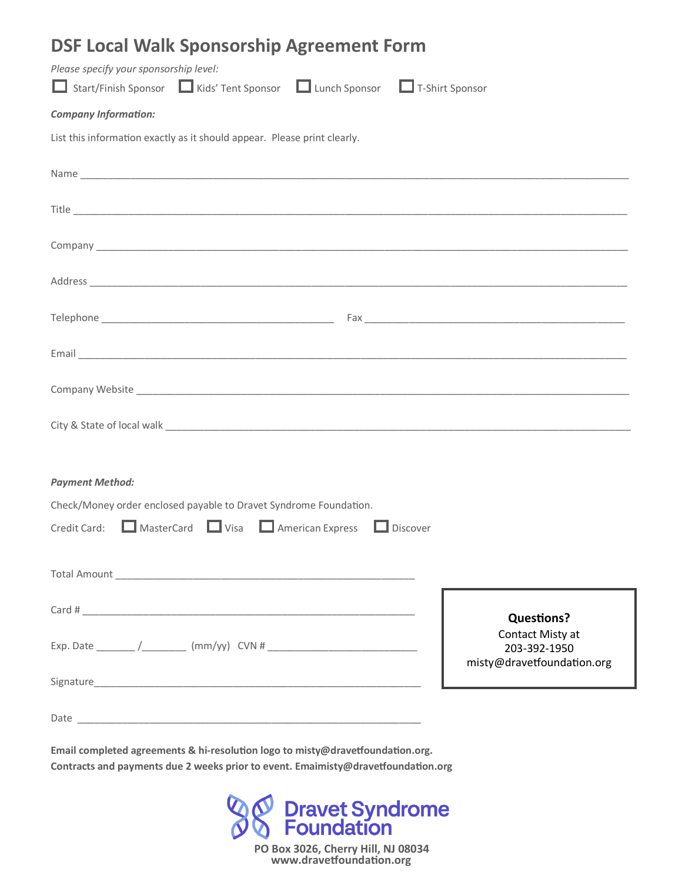# DSF Local Walk Sponsorship Agreement Form

*Please specify your sponsorship level:*

☐ Start/Finish Sponsor ☐ Kids' Tent Sponsor ☐ Lunch Sponsor ☐ T-Shirt Sponsor

***Company Information:***

List this information exactly as it should appear. Please print clearly.

Name ______________________________________________________________________

Title _______________________________________________________________________

Company ___________________________________________________________________

Address ____________________________________________________________________

Telephone ______________________________ Fax __________________________________

Email ______________________________________________________________________

Company Website ____________________________________________________________

City & State of local walk ______________________________________________________

***Payment Method:***

Check/Money order enclosed payable to Dravet Syndrome Foundation.

Credit Card: ☐ MasterCard ☐ Visa ☐ American Express ☐ Discover

Total Amount ______________________________________

Card # ____________________________________________

Exp. Date _______ /________ (mm/yy) CVN # ____________________

Signature__________________________________________

Date _____________________________________________

**Questions?**
Contact Misty at
203-392-1950
misty@dravetfoundation.org

**Email completed agreements & hi-resolution logo to misty@dravetfoundation.org.**
**Contracts and payments due 2 weeks prior to event. Emaimisty@dravetfoundation.org**

Dravet Syndrome Foundation

**PO Box 3026, Cherry Hill, NJ 08034**
**www.dravetfoundation.org**